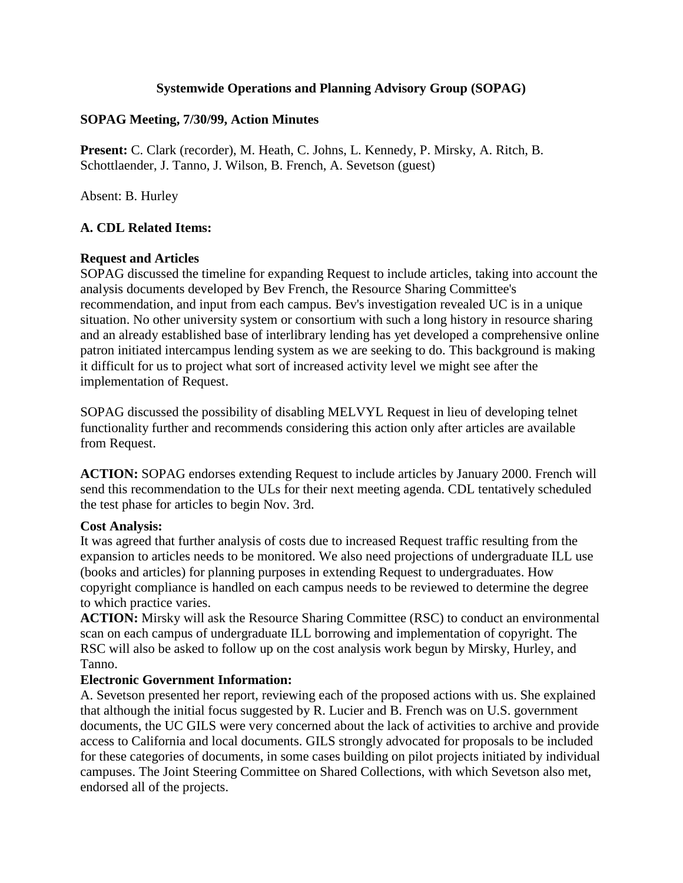## Systemwide Operations and Planning Advisory Group (SOPAG)

### SOPAG Meeting, 7/30/99, Action Minutes

**Present:** C. Clark (recorder), M. Heath, C. Johns, L. Kennedy, P. Mirsky, A. Ritch, B. Schottlaender, J. Tanno, J. Wilson, B. French, A. Sevetson (guest)

Absent: B. Hurley

### A. CDL Related Items:

**Request and Articles**

SOPAG discussed the timeline for expanding Request to include articles, taking into account the analysis documents developed by Bev French, the Resource Sharing Committee's recommendation, and input from each campus. Bev's investigation revealed UC is in a unique situation. No other university system or consortium with such a long history in resource sharing and an already established base of interlibrary lending has yet developed a comprehensive online patron initiated intercampus lending system as we are seeking to do. This background is making it difficult for us to project what sort of increased activity level we might see after the implementation of Request.

SOPAG discussed the possibility of disabling MELVYL Request in lieu of developing telnet functionality further and recommends considering this action only after articles are available from Request.

**ACTION:** SOPAG endorses extending Request to include articles by January 2000. French will send this recommendation to the ULs for their next meeting agenda. CDL tentatively scheduled the test phase for articles to begin Nov. 3rd.

**Cost Analysis:**

It was agreed that further analysis of costs due to increased Request traffic resulting from the expansion to articles needs to be monitored. We also need projections of undergraduate ILL use (books and articles) for planning purposes in extending Request to undergraduates. How copyright compliance is handled on each campus needs to be reviewed to determine the degree to which practice varies.

**ACTION:** Mirsky will ask the Resource Sharing Committee (RSC) to conduct an environmental scan on each campus of undergraduate ILL borrowing and implementation of copyright. The RSC will also be asked to follow up on the cost analysis work begun by Mirsky, Hurley, and Tanno.

**Electronic Government Information:**

A. Sevetson presented her report, reviewing each of the proposed actions with us. She explained that although the initial focus suggested by R. Lucier and B. French was on U.S. government documents, the UC GILS were very concerned about the lack of activities to archive and provide access to California and local documents. GILS strongly advocated for proposals to be included for these categories of documents, in some cases building on pilot projects initiated by individual campuses. The Joint Steering Committee on Shared Collections, with which Sevetson also met, endorsed all of the projects.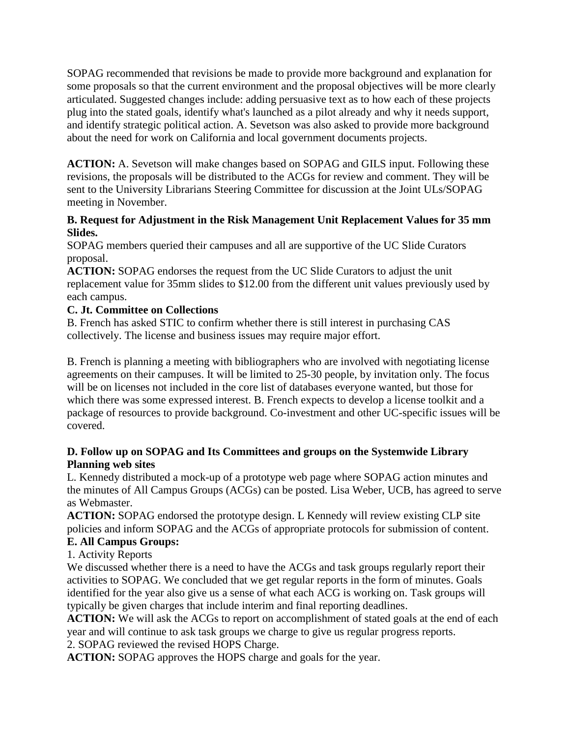SOPAG recommended that revisions be made to provide more background and explanation for some proposals so that the current environment and the proposal objectives will be more clearly articulated. Suggested changes include: adding persuasive text as to how each of these projects plug into the stated goals, identify what's launched as a pilot already and why it needs support, and identify strategic political action. A. Sevetson was also asked to provide more background about the need for work on California and local government documents projects.

**ACTION:** A. Sevetson will make changes based on SOPAG and GILS input. Following these revisions, the proposals will be distributed to the ACGs for review and comment. They will be sent to the University Librarians Steering Committee for discussion at the Joint ULs/SOPAG meeting in November.

**B. Request for Adjustment in the Risk Management Unit Replacement Values for 35 mm Slides.**

SOPAG members queried their campuses and all are supportive of the UC Slide Curators proposal.

**ACTION:** SOPAG endorses the request from the UC Slide Curators to adjust the unit replacement value for 35mm slides to $12.00 from the different unit values previously used by each campus.

**C. Jt. Committee on Collections**

B. French has asked STIC to confirm whether there is still interest in purchasing CAS collectively. The license and business issues may require major effort.

B. French is planning a meeting with bibliographers who are involved with negotiating license agreements on their campuses. It will be limited to 25-30 people, by invitation only. The focus will be on licenses not included in the core list of databases everyone wanted, but those for which there was some expressed interest. B. French expects to develop a license toolkit and a package of resources to provide background. Co-investment and other UC-specific issues will be covered.

**D. Follow up on SOPAG and Its Committees and groups on the Systemwide Library Planning web sites**

L. Kennedy distributed a mock-up of a prototype web page where SOPAG action minutes and the minutes of All Campus Groups (ACGs) can be posted. Lisa Weber, UCB, has agreed to serve as Webmaster.

**ACTION:** SOPAG endorsed the prototype design. L Kennedy will review existing CLP site policies and inform SOPAG and the ACGs of appropriate protocols for submission of content.

**E. All Campus Groups:**

1. Activity Reports

We discussed whether there is a need to have the ACGs and task groups regularly report their activities to SOPAG. We concluded that we get regular reports in the form of minutes. Goals identified for the year also give us a sense of what each ACG is working on. Task groups will typically be given charges that include interim and final reporting deadlines.

**ACTION:** We will ask the ACGs to report on accomplishment of stated goals at the end of each year and will continue to ask task groups we charge to give us regular progress reports.

2. SOPAG reviewed the revised HOPS Charge.

**ACTION:** SOPAG approves the HOPS charge and goals for the year.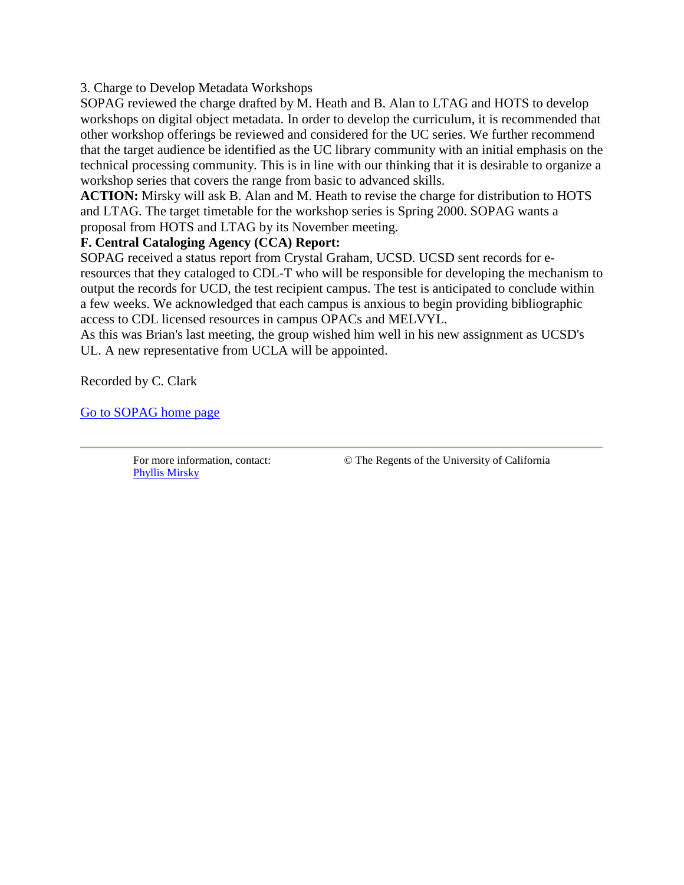3. Charge to Develop Metadata Workshops

SOPAG reviewed the charge drafted by M. Heath and B. Alan to LTAG and HOTS to develop workshops on digital object metadata. In order to develop the curriculum, it is recommended that other workshop offerings be reviewed and considered for the UC series. We further recommend that the target audience be identified as the UC library community with an initial emphasis on the technical processing community. This is in line with our thinking that it is desirable to organize a workshop series that covers the range from basic to advanced skills.

**ACTION:** Mirsky will ask B. Alan and M. Heath to revise the charge for distribution to HOTS and LTAG. The target timetable for the workshop series is Spring 2000. SOPAG wants a proposal from HOTS and LTAG by its November meeting.

**F. Central Cataloging Agency (CCA) Report:**

SOPAG received a status report from Crystal Graham, UCSD. UCSD sent records for e-resources that they cataloged to CDL-T who will be responsible for developing the mechanism to output the records for UCD, the test recipient campus. The test is anticipated to conclude within a few weeks. We acknowledged that each campus is anxious to begin providing bibliographic access to CDL licensed resources in campus OPACs and MELVYL.

As this was Brian's last meeting, the group wished him well in his new assignment as UCSD's UL. A new representative from UCLA will be appointed.

Recorded by C. Clark

[Go to SOPAG home page]

---

For more information, contact: [Phyllis Mirsky]

© The Regents of the University of California